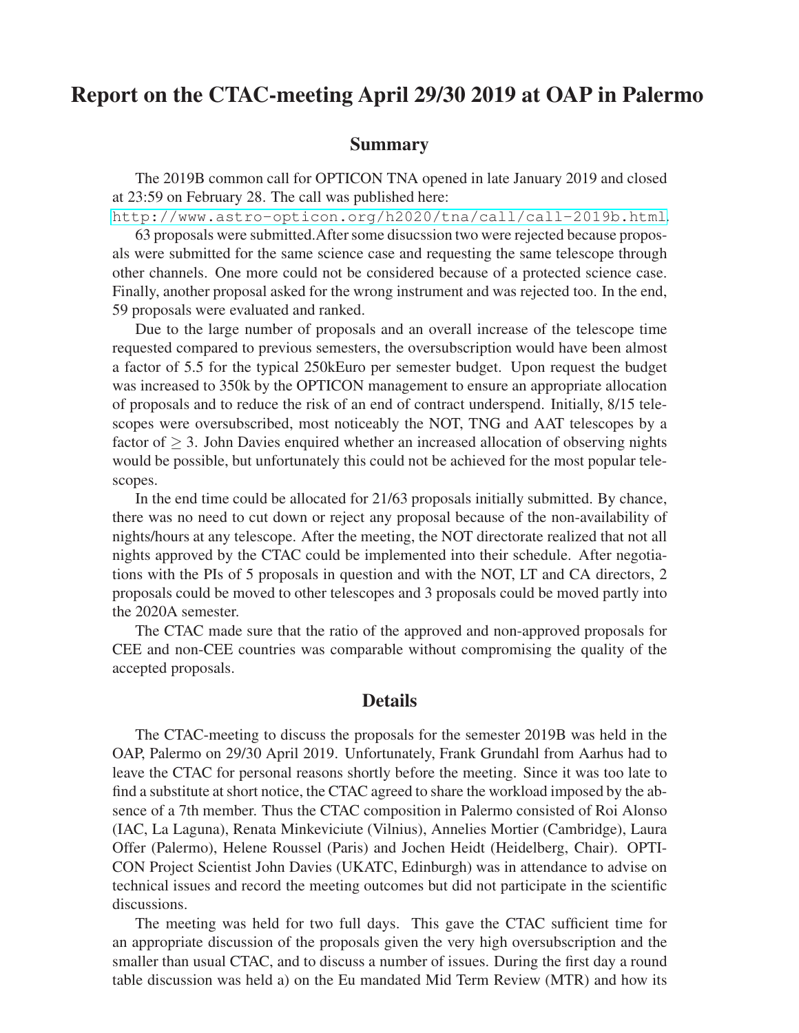# Report on the CTAC-meeting April 29/30 2019 at OAP in Palermo

## Summary

The 2019B common call for OPTICON TNA opened in late January 2019 and closed at 23:59 on February 28. The call was published here:
http://www.astro-opticon.org/h2020/tna/call/call-2019b.html.

63 proposals were submitted.After some disucssion two were rejected because proposals were submitted for the same science case and requesting the same telescope through other channels. One more could not be considered because of a protected science case. Finally, another proposal asked for the wrong instrument and was rejected too. In the end, 59 proposals were evaluated and ranked.

Due to the large number of proposals and an overall increase of the telescope time requested compared to previous semesters, the oversubscription would have been almost a factor of 5.5 for the typical 250kEuro per semester budget. Upon request the budget was increased to 350k by the OPTICON management to ensure an appropriate allocation of proposals and to reduce the risk of an end of contract underspend. Initially, 8/15 telescopes were oversubscribed, most noticeably the NOT, TNG and AAT telescopes by a factor of $\geq 3$. John Davies enquired whether an increased allocation of observing nights would be possible, but unfortunately this could not be achieved for the most popular telescopes.

In the end time could be allocated for 21/63 proposals initially submitted. By chance, there was no need to cut down or reject any proposal because of the non-availability of nights/hours at any telescope. After the meeting, the NOT directorate realized that not all nights approved by the CTAC could be implemented into their schedule. After negotiations with the PIs of 5 proposals in question and with the NOT, LT and CA directors, 2 proposals could be moved to other telescopes and 3 proposals could be moved partly into the 2020A semester.

The CTAC made sure that the ratio of the approved and non-approved proposals for CEE and non-CEE countries was comparable without compromising the quality of the accepted proposals.

## Details

The CTAC-meeting to discuss the proposals for the semester 2019B was held in the OAP, Palermo on 29/30 April 2019. Unfortunately, Frank Grundahl from Aarhus had to leave the CTAC for personal reasons shortly before the meeting. Since it was too late to find a substitute at short notice, the CTAC agreed to share the workload imposed by the absence of a 7th member. Thus the CTAC composition in Palermo consisted of Roi Alonso (IAC, La Laguna), Renata Minkeviciute (Vilnius), Annelies Mortier (Cambridge), Laura Offer (Palermo), Helene Roussel (Paris) and Jochen Heidt (Heidelberg, Chair). OPTICON Project Scientist John Davies (UKATC, Edinburgh) was in attendance to advise on technical issues and record the meeting outcomes but did not participate in the scientific discussions.

The meeting was held for two full days. This gave the CTAC sufficient time for an appropriate discussion of the proposals given the very high oversubscription and the smaller than usual CTAC, and to discuss a number of issues. During the first day a round table discussion was held a) on the Eu mandated Mid Term Review (MTR) and how its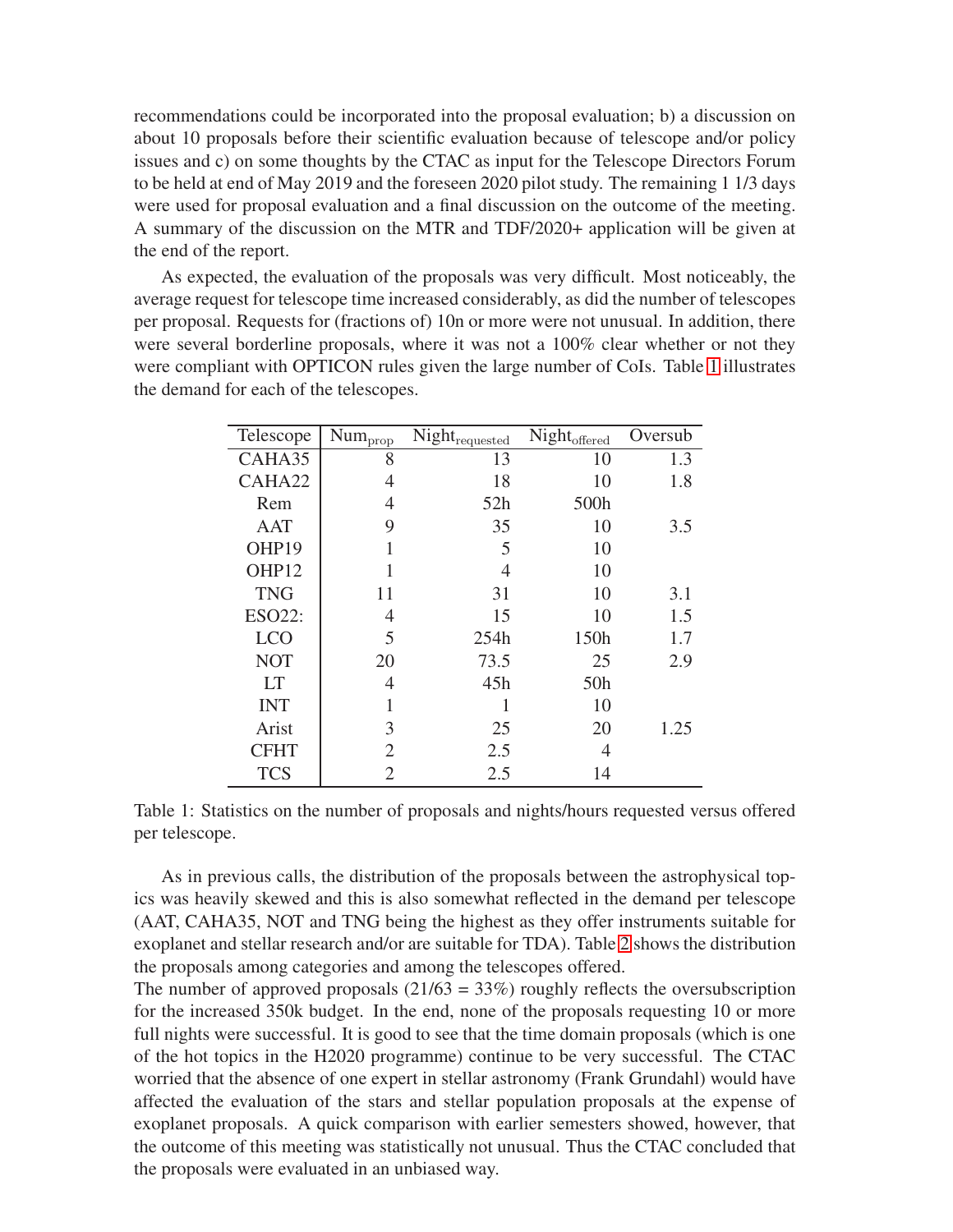recommendations could be incorporated into the proposal evaluation; b) a discussion on about 10 proposals before their scientific evaluation because of telescope and/or policy issues and c) on some thoughts by the CTAC as input for the Telescope Directors Forum to be held at end of May 2019 and the foreseen 2020 pilot study. The remaining 1 1/3 days were used for proposal evaluation and a final discussion on the outcome of the meeting. A summary of the discussion on the MTR and TDF/2020+ application will be given at the end of the report.

As expected, the evaluation of the proposals was very difficult. Most noticeably, the average request for telescope time increased considerably, as did the number of telescopes per proposal. Requests for (fractions of) 10n or more were not unusual. In addition, there were several borderline proposals, where it was not a 100% clear whether or not they were compliant with OPTICON rules given the large number of CoIs. Table 1 illustrates the demand for each of the telescopes.

| Telescope | $\mathrm{Num}_{\mathrm{prop}}$ | $\mathrm{Night}_{\mathrm{requested}}$ | $\mathrm{Night}_{\mathrm{offered}}$ | Oversub |
|---|---|---|---|---|
| CAHA35 | 8 | 13 | 10 | 1.3 |
| CAHA22 | 4 | 18 | 10 | 1.8 |
| Rem | 4 | 52h | 500h | |
| AAT | 9 | 35 | 10 | 3.5 |
| OHP19 | 1 | 5 | 10 | |
| OHP12 | 1 | 4 | 10 | |
| TNG | 11 | 31 | 10 | 3.1 |
| ESO22: | 4 | 15 | 10 | 1.5 |
| LCO | 5 | 254h | 150h | 1.7 |
| NOT | 20 | 73.5 | 25 | 2.9 |
| LT | 4 | 45h | 50h | |
| INT | 1 | 1 | 10 | |
| Arist | 3 | 25 | 20 | 1.25 |
| CFHT | 2 | 2.5 | 4 | |
| TCS | 2 | 2.5 | 14 | |

Table 1: Statistics on the number of proposals and nights/hours requested versus offered per telescope.

As in previous calls, the distribution of the proposals between the astrophysical topics was heavily skewed and this is also somewhat reflected in the demand per telescope (AAT, CAHA35, NOT and TNG being the highest as they offer instruments suitable for exoplanet and stellar research and/or are suitable for TDA). Table 2 shows the distribution the proposals among categories and among the telescopes offered.

The number of approved proposals (21/63 = 33%) roughly reflects the oversubscription for the increased 350k budget. In the end, none of the proposals requesting 10 or more full nights were successful. It is good to see that the time domain proposals (which is one of the hot topics in the H2020 programme) continue to be very successful. The CTAC worried that the absence of one expert in stellar astronomy (Frank Grundahl) would have affected the evaluation of the stars and stellar population proposals at the expense of exoplanet proposals. A quick comparison with earlier semesters showed, however, that the outcome of this meeting was statistically not unusual. Thus the CTAC concluded that the proposals were evaluated in an unbiased way.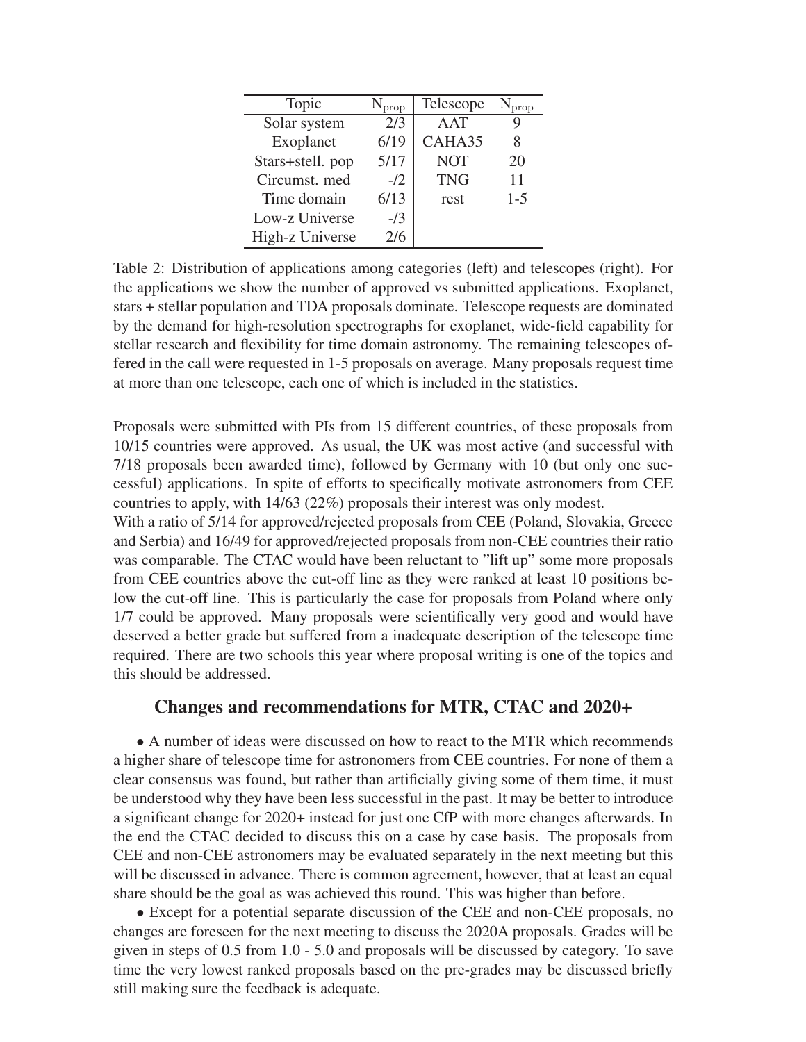| Topic | $N_{prop}$ | Telescope | $N_{prop}$ |
|---|---|---|---|
| Solar system | 2/3 | AAT | 9 |
| Exoplanet | 6/19 | CAHA35 | 8 |
| Stars+stell. pop | 5/17 | NOT | 20 |
| Circumst. med | -/2 | TNG | 11 |
| Time domain | 6/13 | rest | 1-5 |
| Low-z Universe | -/3 | | |
| High-z Universe | 2/6 | | |

Table 2: Distribution of applications among categories (left) and telescopes (right). For the applications we show the number of approved vs submitted applications. Exoplanet, stars + stellar population and TDA proposals dominate. Telescope requests are dominated by the demand for high-resolution spectrographs for exoplanet, wide-field capability for stellar research and flexibility for time domain astronomy. The remaining telescopes offered in the call were requested in 1-5 proposals on average. Many proposals request time at more than one telescope, each one of which is included in the statistics.

Proposals were submitted with PIs from 15 different countries, of these proposals from 10/15 countries were approved. As usual, the UK was most active (and successful with 7/18 proposals been awarded time), followed by Germany with 10 (but only one successful) applications. In spite of efforts to specifically motivate astronomers from CEE countries to apply, with 14/63 (22%) proposals their interest was only modest.

With a ratio of 5/14 for approved/rejected proposals from CEE (Poland, Slovakia, Greece and Serbia) and 16/49 for approved/rejected proposals from non-CEE countries their ratio was comparable. The CTAC would have been reluctant to "lift up" some more proposals from CEE countries above the cut-off line as they were ranked at least 10 positions below the cut-off line. This is particularly the case for proposals from Poland where only 1/7 could be approved. Many proposals were scientifically very good and would have deserved a better grade but suffered from a inadequate description of the telescope time required. There are two schools this year where proposal writing is one of the topics and this should be addressed.

## Changes and recommendations for MTR, CTAC and 2020+

- A number of ideas were discussed on how to react to the MTR which recommends a higher share of telescope time for astronomers from CEE countries. For none of them a clear consensus was found, but rather than artificially giving some of them time, it must be understood why they have been less successful in the past. It may be better to introduce a significant change for 2020+ instead for just one CfP with more changes afterwards. In the end the CTAC decided to discuss this on a case by case basis. The proposals from CEE and non-CEE astronomers may be evaluated separately in the next meeting but this will be discussed in advance. There is common agreement, however, that at least an equal share should be the goal as was achieved this round. This was higher than before.

- Except for a potential separate discussion of the CEE and non-CEE proposals, no changes are foreseen for the next meeting to discuss the 2020A proposals. Grades will be given in steps of 0.5 from 1.0 - 5.0 and proposals will be discussed by category. To save time the very lowest ranked proposals based on the pre-grades may be discussed briefly still making sure the feedback is adequate.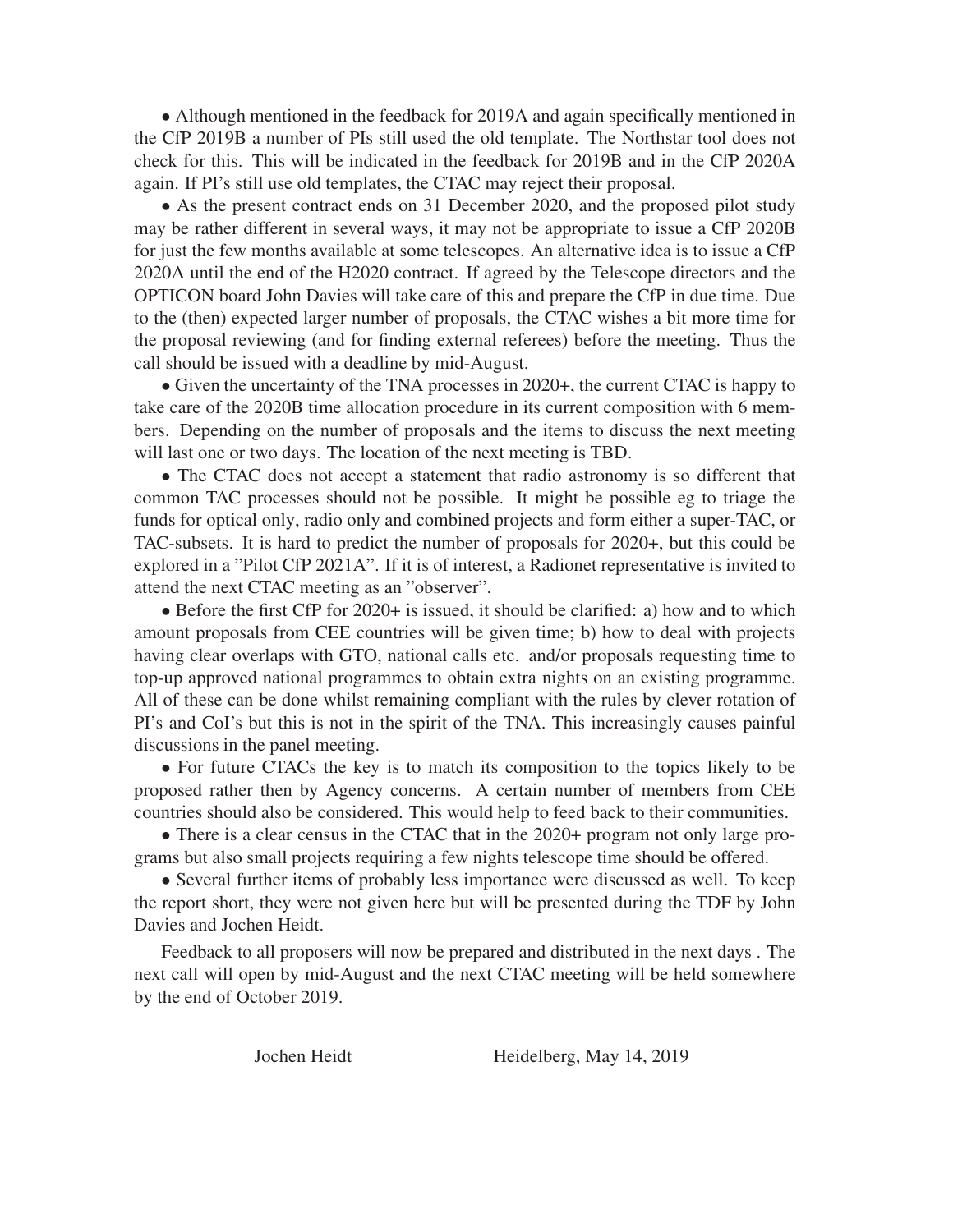- Although mentioned in the feedback for 2019A and again specifically mentioned in the CfP 2019B a number of PIs still used the old template. The Northstar tool does not check for this. This will be indicated in the feedback for 2019B and in the CfP 2020A again. If PI's still use old templates, the CTAC may reject their proposal.

- As the present contract ends on 31 December 2020, and the proposed pilot study may be rather different in several ways, it may not be appropriate to issue a CfP 2020B for just the few months available at some telescopes. An alternative idea is to issue a CfP 2020A until the end of the H2020 contract. If agreed by the Telescope directors and the OPTICON board John Davies will take care of this and prepare the CfP in due time. Due to the (then) expected larger number of proposals, the CTAC wishes a bit more time for the proposal reviewing (and for finding external referees) before the meeting. Thus the call should be issued with a deadline by mid-August.

- Given the uncertainty of the TNA processes in 2020+, the current CTAC is happy to take care of the 2020B time allocation procedure in its current composition with 6 members. Depending on the number of proposals and the items to discuss the next meeting will last one or two days. The location of the next meeting is TBD.

- The CTAC does not accept a statement that radio astronomy is so different that common TAC processes should not be possible. It might be possible eg to triage the funds for optical only, radio only and combined projects and form either a super-TAC, or TAC-subsets. It is hard to predict the number of proposals for 2020+, but this could be explored in a "Pilot CfP 2021A". If it is of interest, a Radionet representative is invited to attend the next CTAC meeting as an "observer".

- Before the first CfP for 2020+ is issued, it should be clarified: a) how and to which amount proposals from CEE countries will be given time; b) how to deal with projects having clear overlaps with GTO, national calls etc. and/or proposals requesting time to top-up approved national programmes to obtain extra nights on an existing programme. All of these can be done whilst remaining compliant with the rules by clever rotation of PI's and CoI's but this is not in the spirit of the TNA. This increasingly causes painful discussions in the panel meeting.

- For future CTACs the key is to match its composition to the topics likely to be proposed rather then by Agency concerns. A certain number of members from CEE countries should also be considered. This would help to feed back to their communities.

- There is a clear census in the CTAC that in the 2020+ program not only large programs but also small projects requiring a few nights telescope time should be offered.

- Several further items of probably less importance were discussed as well. To keep the report short, they were not given here but will be presented during the TDF by John Davies and Jochen Heidt.

Feedback to all proposers will now be prepared and distributed in the next days . The next call will open by mid-August and the next CTAC meeting will be held somewhere by the end of October 2019.

Jochen Heidt Heidelberg, May 14, 2019